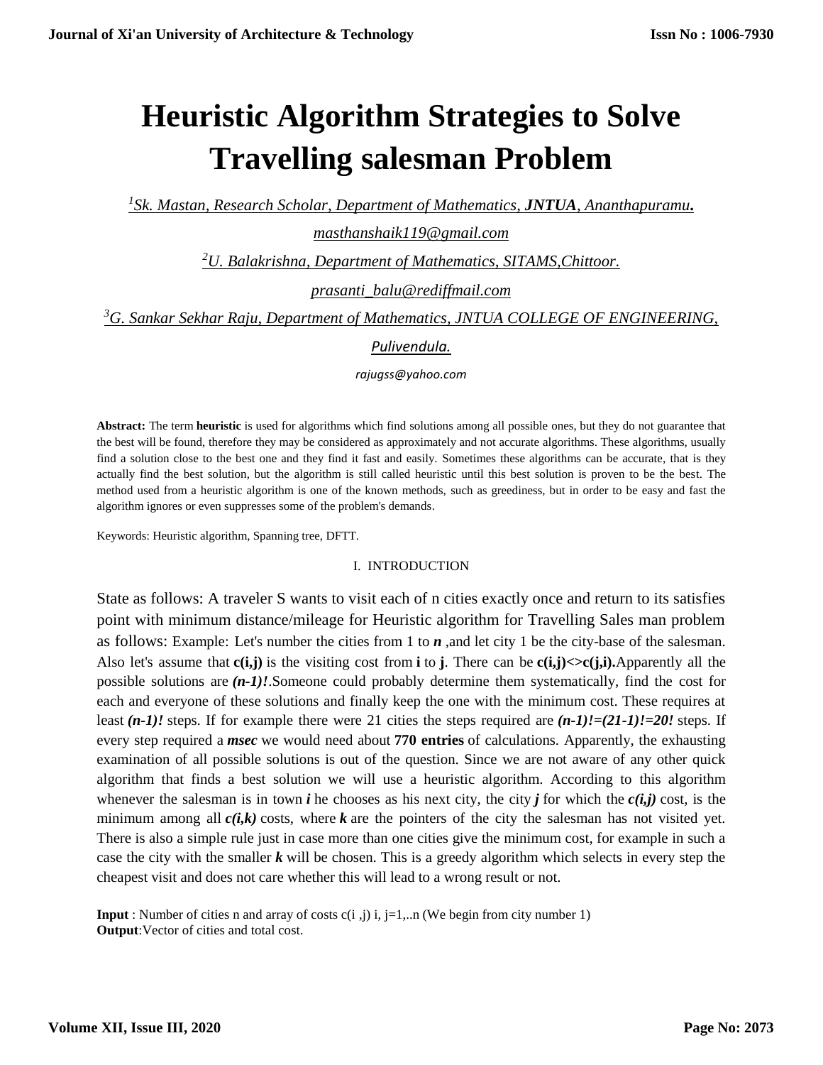# Heuristic Algorithm Strategies to Solve Travelling salesman Problem

[1]Sk. Mastan, Research Scholar, Department of Mathematics, **JNTUA**, Ananthapuramu**.**

masthanshaik119@gmail.com

[2]U. Balakrishna, Department of Mathematics, SITAMS,Chittoor.

prasanti_balu@rediffmail.com

[3]G. Sankar Sekhar Raju, Department of Mathematics, JNTUA COLLEGE OF ENGINEERING, Pulivendula.

rajugss@yahoo.com

**Abstract:** The term **heuristic** is used for algorithms which find solutions among all possible ones, but they do not guarantee that the best will be found, therefore they may be considered as approximately and not accurate algorithms. These algorithms, usually find a solution close to the best one and they find it fast and easily. Sometimes these algorithms can be accurate, that is they actually find the best solution, but the algorithm is still called heuristic until this best solution is proven to be the best. The method used from a heuristic algorithm is one of the known methods, such as greediness, but in order to be easy and fast the algorithm ignores or even suppresses some of the problem's demands.

Keywords: Heuristic algorithm, Spanning tree, DFTT.

## I. INTRODUCTION

State as follows: A traveler S wants to visit each of n cities exactly once and return to its satisfies point with minimum distance/mileage for Heuristic algorithm for Travelling Sales man problem as follows: Example: Let's number the cities from 1 to ***n*** ,and let city 1 be the city-base of the salesman. Also let's assume that **c(i,j)** is the visiting cost from **i** to **j**. There can be **c(i,j)<>c(j,i).**Apparently all the possible solutions are ***(n-1)!***.Someone could probably determine them systematically, find the cost for each and everyone of these solutions and finally keep the one with the minimum cost. These requires at least ***(n-1)!*** steps. If for example there were 21 cities the steps required are ***(n-1)!=(21-1)!=20!*** steps. If every step required a ***msec*** we would need about **770 entries** of calculations. Apparently, the exhausting examination of all possible solutions is out of the question. Since we are not aware of any other quick algorithm that finds a best solution we will use a heuristic algorithm. According to this algorithm whenever the salesman is in town ***i*** he chooses as his next city, the city ***j*** for which the ***c(i,j)*** cost, is the minimum among all ***c(i,k)*** costs, where ***k*** are the pointers of the city the salesman has not visited yet. There is also a simple rule just in case more than one cities give the minimum cost, for example in such a case the city with the smaller ***k*** will be chosen. This is a greedy algorithm which selects in every step the cheapest visit and does not care whether this will lead to a wrong result or not.

**Input** : Number of cities n and array of costs c(i ,j) i, j=1,..n (We begin from city number 1)
**Output**:Vector of cities and total cost.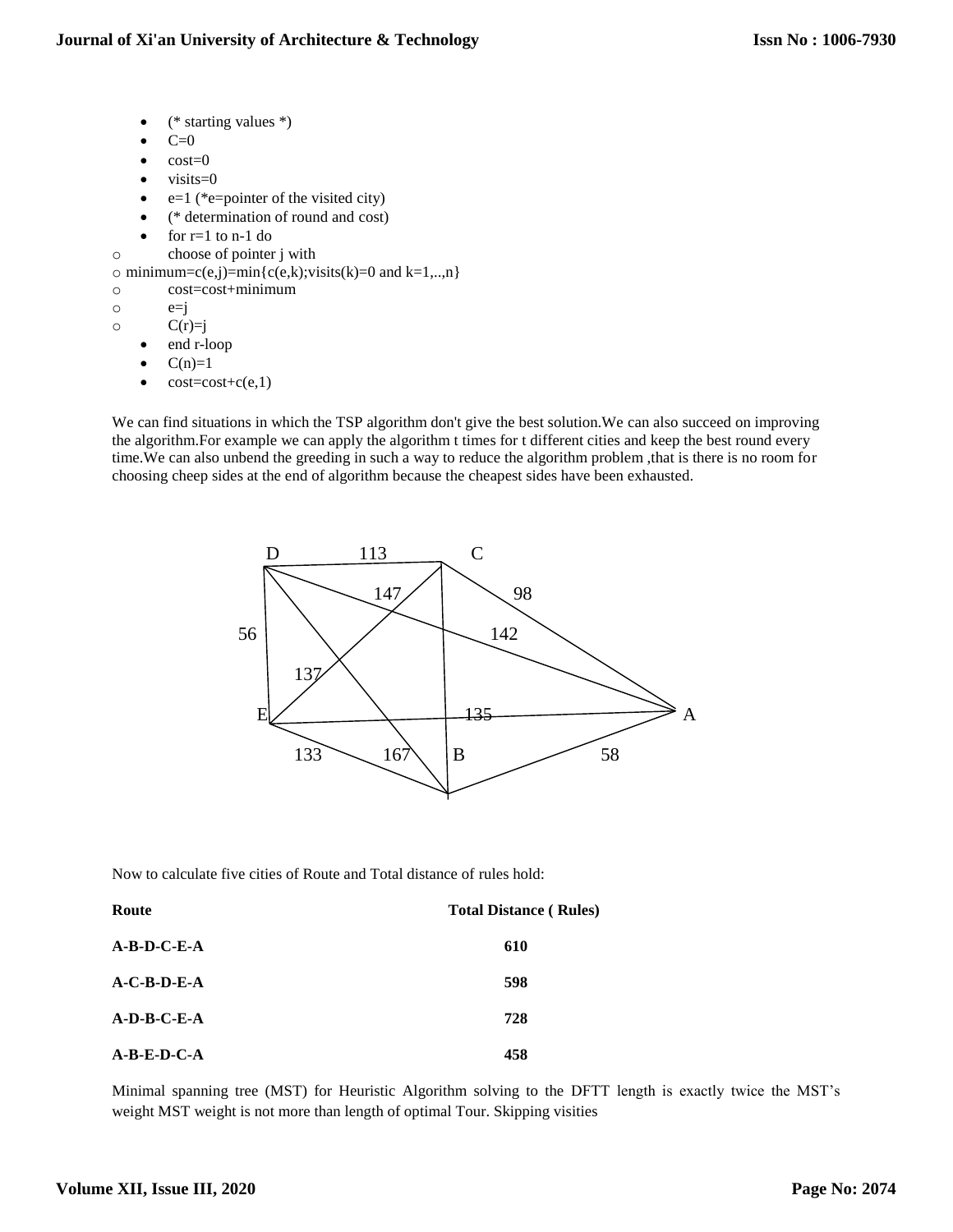- (* starting values *)
- C=0
- cost=0
- visits=0
- e=1 (*e=pointer of the visited city)
- (* determination of round and cost)
- for r=1 to n-1 do
  - choose of pointer j with
  - minimum=c(e,j)=min{c(e,k);visits(k)=0 and k=1,..,n}
  - cost=cost+minimum
  - e=j
  - C(r)=j
- end r-loop
- C(n)=1
- cost=cost+c(e,1)

We can find situations in which the TSP algorithm don't give the best solution.We can also succeed on improving the algorithm.For example we can apply the algorithm t times for t different cities and keep the best round every time.We can also unbend the greeding in such a way to reduce the algorithm problem ,that is there is no room for choosing cheep sides at the end of algorithm because the cheapest sides have been exhausted.

D 113 C 147 98 56 142 137 E 135 A 133 167 B 58

Now to calculate five cities of Route and Total distance of rules hold:

| **Route** | **Total Distance ( Rules)** |
|---|---|
| **A-B-D-C-E-A** | **610** |
| **A-C-B-D-E-A** | **598** |
| **A-D-B-C-E-A** | **728** |
| **A-B-E-D-C-A** | **458** |

Minimal spanning tree (MST) for Heuristic Algorithm solving to the DFTT length is exactly twice the MST's weight MST weight is not more than length of optimal Tour. Skipping visities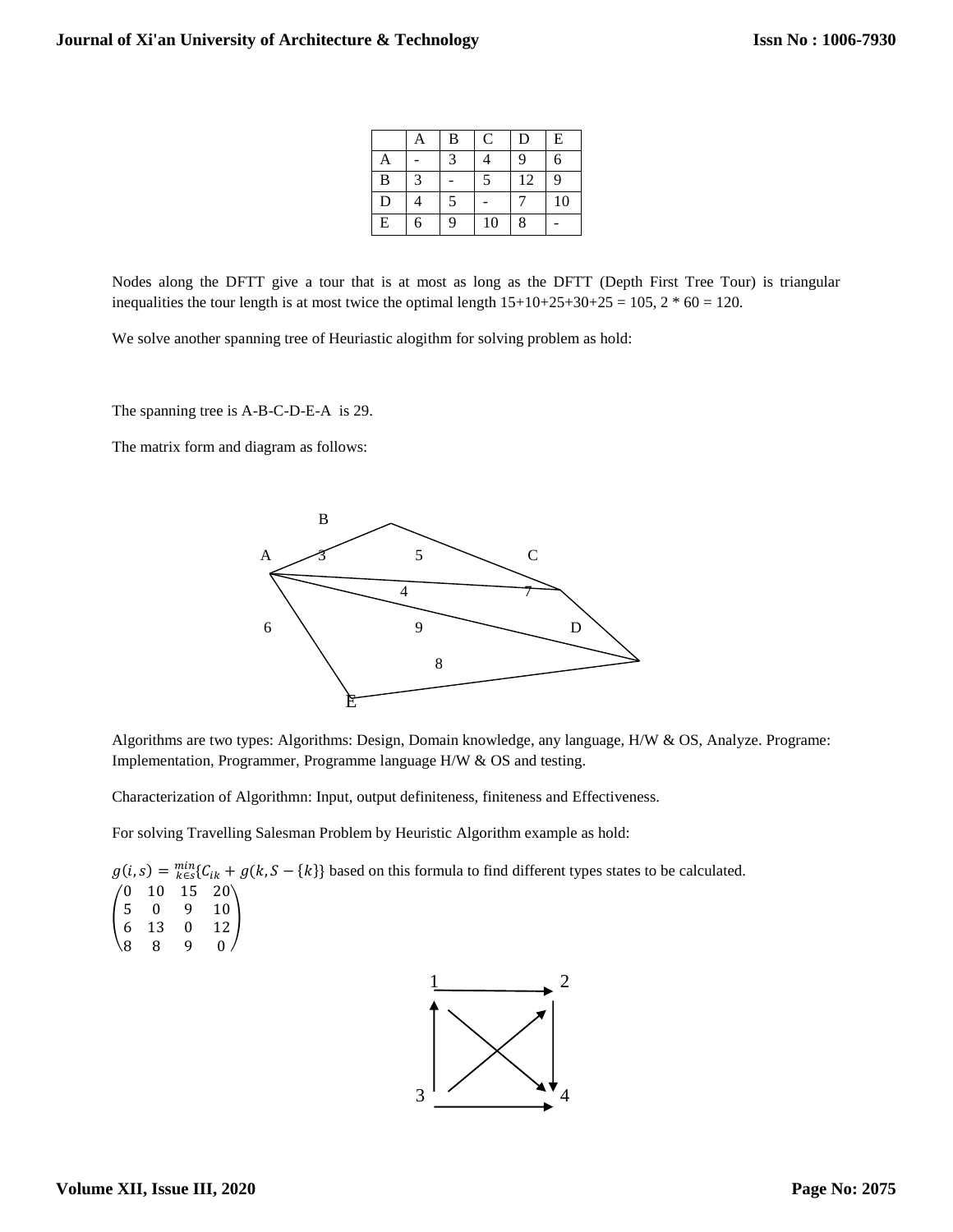|   | A | B | C | D | E |
|---|---|---|---|---|---|
| A | - | 3 | 4 | 9 | 6 |
| B | 3 | - | 5 | 12 | 9 |
| D | 4 | 5 | - | 7 | 10 |
| E | 6 | 9 | 10 | 8 | - |

Nodes along the DFTT give a tour that is at most as long as the DFTT (Depth First Tree Tour) is triangular inequalities the tour length is at most twice the optimal length 15+10+25+30+25 = 105, 2 * 60 = 120.

We solve another spanning tree of Heuriastic alogithm for solving problem as hold:

The spanning tree is A-B-C-D-E-A is 29.

The matrix form and diagram as follows:

Algorithms are two types: Algorithms: Design, Domain knowledge, any language, H/W & OS, Analyze. Programe: Implementation, Programmer, Programme language H/W & OS and testing.

Characterization of Algorithmn: Input, output definiteness, finiteness and Effectiveness.

For solving Travelling Salesman Problem by Heuristic Algorithm example as hold:

$g(i,s) = \min_{k \in s}\{C_{ik} + g(k, S - \{k\}\}$ based on this formula to find different types states to be calculated.

$$\begin{pmatrix} 0 & 10 & 15 & 20 \\ 5 & 0 & 9 & 10 \\ 6 & 13 & 0 & 12 \\ 8 & 8 & 9 & 0 \end{pmatrix}$$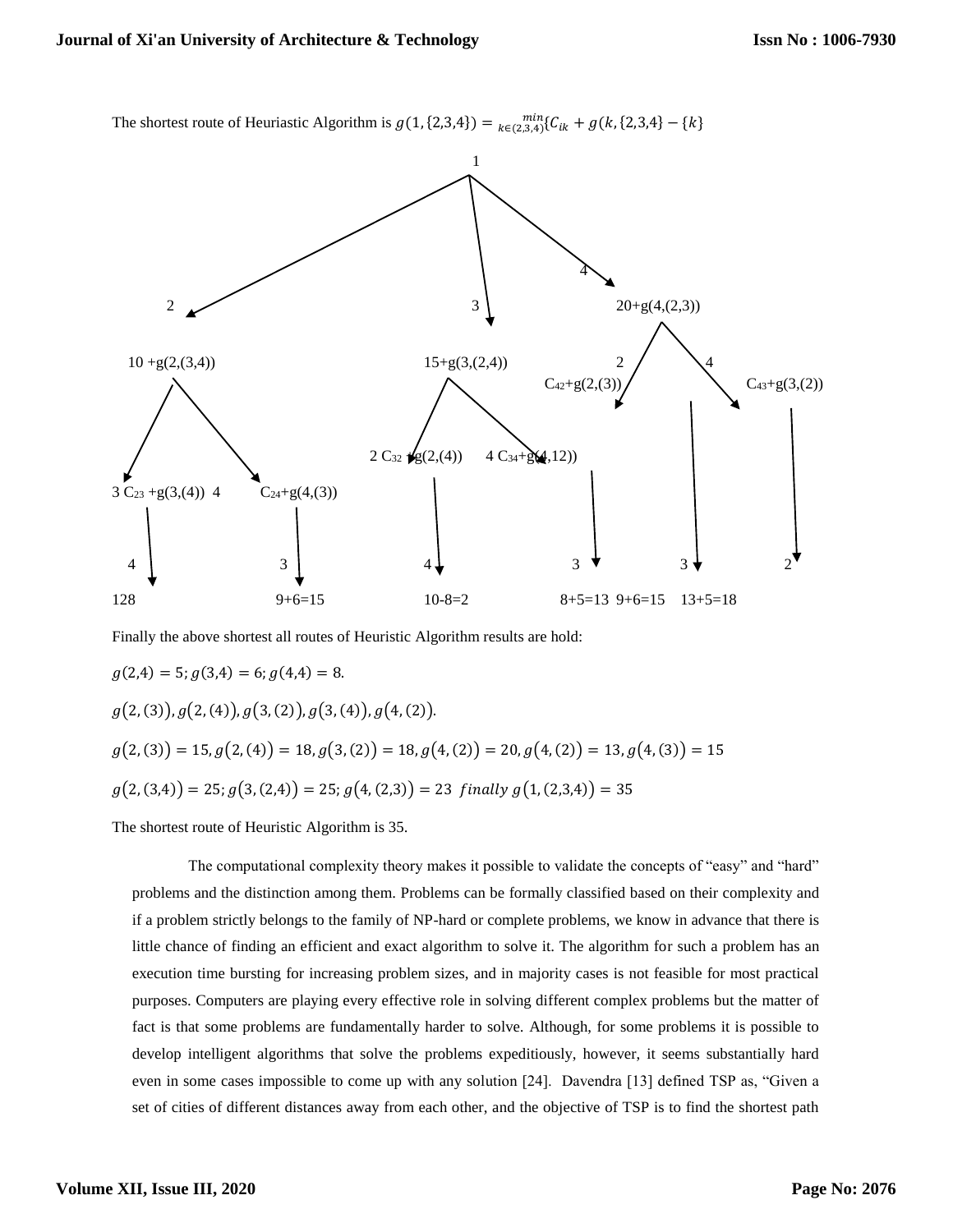The shortest route of Heuriastic Algorithm is $g(1,\{2,3,4\}) = \min_{k\in(2,3,4)}\{C_{ik} + g(k,\{2,3,4\} - \{k\}$

1

2 | 3 | 4

$10 + g(2,(3,4))$ | $15+g(3,(2,4))$ | $20+g(4,(2,3))$

3 $C_{23} + g(3,(4))$ 4 $C_{24}+g(4,(3))$ | 2 $C_{32} + g(2,(4))$ 4 $C_{34}+g(4,12))$ | 2 $C_{42}+g(2,(3))$ 4 $C_{43}+g(3,(2))$

4 3 4 3 3 2

128 9+6=15 10-8=2 8+5=13 9+6=15 13+5=18

Finally the above shortest all routes of Heuristic Algorithm results are hold:

$g(2,4) = 5; g(3,4) = 6; g(4,4) = 8.$

$g(2,(3)), g(2,(4)), g(3,(2)), g(3,(4)), g(4,(2)).$

$g(2,(3)) = 15, g(2,(4)) = 18, g(3,(2)) = 18, g(4,(2)) = 20, g(4,(2)) = 13, g(4,(3)) = 15$

$g(2,(3,4)) = 25; g(3,(2,4)) = 25; g(4,(2,3)) = 23$ *finally* $g(1,(2,3,4)) = 35$

The shortest route of Heuristic Algorithm is 35.

The computational complexity theory makes it possible to validate the concepts of "easy" and "hard" problems and the distinction among them. Problems can be formally classified based on their complexity and if a problem strictly belongs to the family of NP-hard or complete problems, we know in advance that there is little chance of finding an efficient and exact algorithm to solve it. The algorithm for such a problem has an execution time bursting for increasing problem sizes, and in majority cases is not feasible for most practical purposes. Computers are playing every effective role in solving different complex problems but the matter of fact is that some problems are fundamentally harder to solve. Although, for some problems it is possible to develop intelligent algorithms that solve the problems expeditiously, however, it seems substantially hard even in some cases impossible to come up with any solution [24]. Davendra [13] defined TSP as, "Given a set of cities of different distances away from each other, and the objective of TSP is to find the shortest path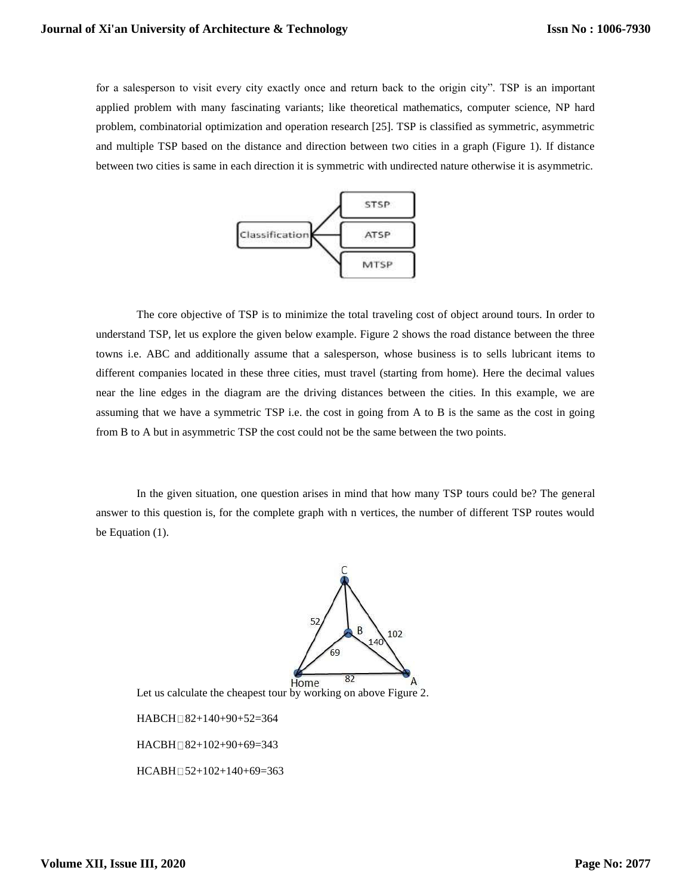for a salesperson to visit every city exactly once and return back to the origin city". TSP is an important applied problem with many fascinating variants; like theoretical mathematics, computer science, NP hard problem, combinatorial optimization and operation research [25]. TSP is classified as symmetric, asymmetric and multiple TSP based on the distance and direction between two cities in a graph (Figure 1). If distance between two cities is same in each direction it is symmetric with undirected nature otherwise it is asymmetric.

The core objective of TSP is to minimize the total traveling cost of object around tours. In order to understand TSP, let us explore the given below example. Figure 2 shows the road distance between the three towns i.e. ABC and additionally assume that a salesperson, whose business is to sells lubricant items to different companies located in these three cities, must travel (starting from home). Here the decimal values near the line edges in the diagram are the driving distances between the cities. In this example, we are assuming that we have a symmetric TSP i.e. the cost in going from A to B is the same as the cost in going from B to A but in asymmetric TSP the cost could not be the same between the two points.

In the given situation, one question arises in mind that how many TSP tours could be? The general answer to this question is, for the complete graph with n vertices, the number of different TSP routes would be Equation (1).

Let us calculate the cheapest tour by working on above Figure 2.

HABCH□82+140+90+52=364

HACBH□82+102+90+69=343

HCABH□52+102+140+69=363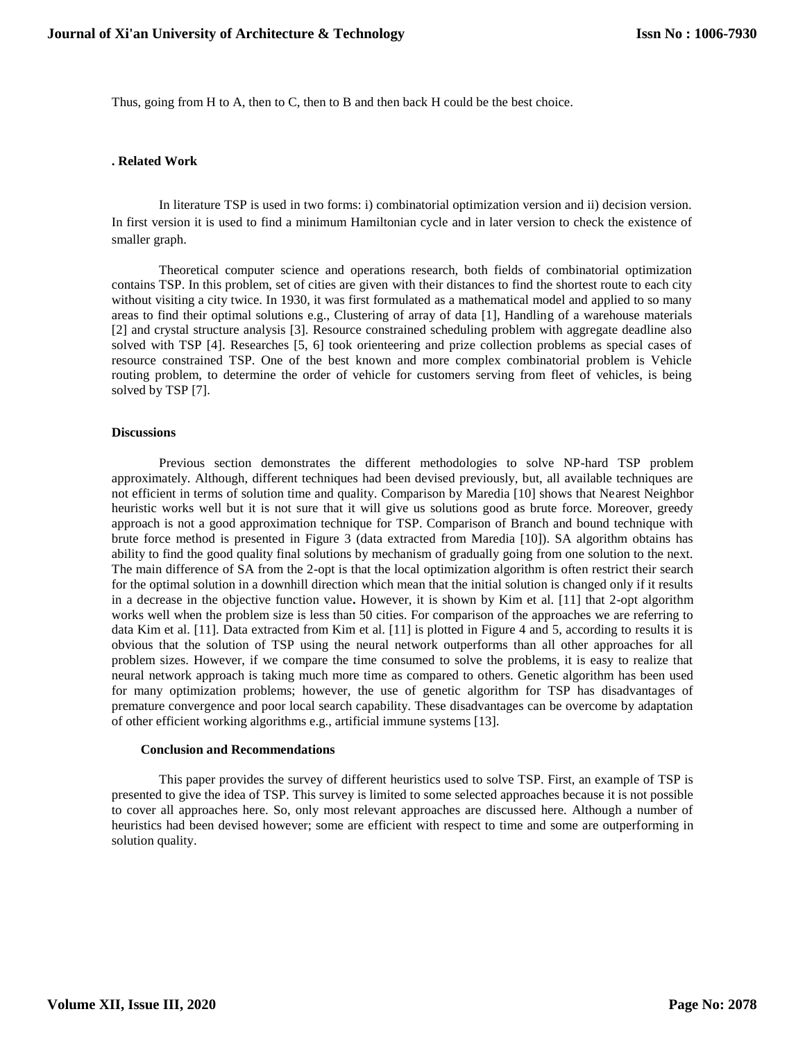Thus, going from H to A, then to C, then to B and then back H could be the best choice.

## . Related Work

In literature TSP is used in two forms: i) combinatorial optimization version and ii) decision version. In first version it is used to find a minimum Hamiltonian cycle and in later version to check the existence of smaller graph.

Theoretical computer science and operations research, both fields of combinatorial optimization contains TSP. In this problem, set of cities are given with their distances to find the shortest route to each city without visiting a city twice. In 1930, it was first formulated as a mathematical model and applied to so many areas to find their optimal solutions e.g., Clustering of array of data [1], Handling of a warehouse materials [2] and crystal structure analysis [3]. Resource constrained scheduling problem with aggregate deadline also solved with TSP [4]. Researches [5, 6] took orienteering and prize collection problems as special cases of resource constrained TSP. One of the best known and more complex combinatorial problem is Vehicle routing problem, to determine the order of vehicle for customers serving from fleet of vehicles, is being solved by TSP [7].

## Discussions

Previous section demonstrates the different methodologies to solve NP-hard TSP problem approximately. Although, different techniques had been devised previously, but, all available techniques are not efficient in terms of solution time and quality. Comparison by Maredia [10] shows that Nearest Neighbor heuristic works well but it is not sure that it will give us solutions good as brute force. Moreover, greedy approach is not a good approximation technique for TSP. Comparison of Branch and bound technique with brute force method is presented in Figure 3 (data extracted from Maredia [10]). SA algorithm obtains has ability to find the good quality final solutions by mechanism of gradually going from one solution to the next. The main difference of SA from the 2-opt is that the local optimization algorithm is often restrict their search for the optimal solution in a downhill direction which mean that the initial solution is changed only if it results in a decrease in the objective function value**.** However, it is shown by Kim et al. [11] that 2-opt algorithm works well when the problem size is less than 50 cities. For comparison of the approaches we are referring to data Kim et al. [11]. Data extracted from Kim et al. [11] is plotted in Figure 4 and 5, according to results it is obvious that the solution of TSP using the neural network outperforms than all other approaches for all problem sizes. However, if we compare the time consumed to solve the problems, it is easy to realize that neural network approach is taking much more time as compared to others. Genetic algorithm has been used for many optimization problems; however, the use of genetic algorithm for TSP has disadvantages of premature convergence and poor local search capability. These disadvantages can be overcome by adaptation of other efficient working algorithms e.g., artificial immune systems [13].

## Conclusion and Recommendations

This paper provides the survey of different heuristics used to solve TSP. First, an example of TSP is presented to give the idea of TSP. This survey is limited to some selected approaches because it is not possible to cover all approaches here. So, only most relevant approaches are discussed here. Although a number of heuristics had been devised however; some are efficient with respect to time and some are outperforming in solution quality.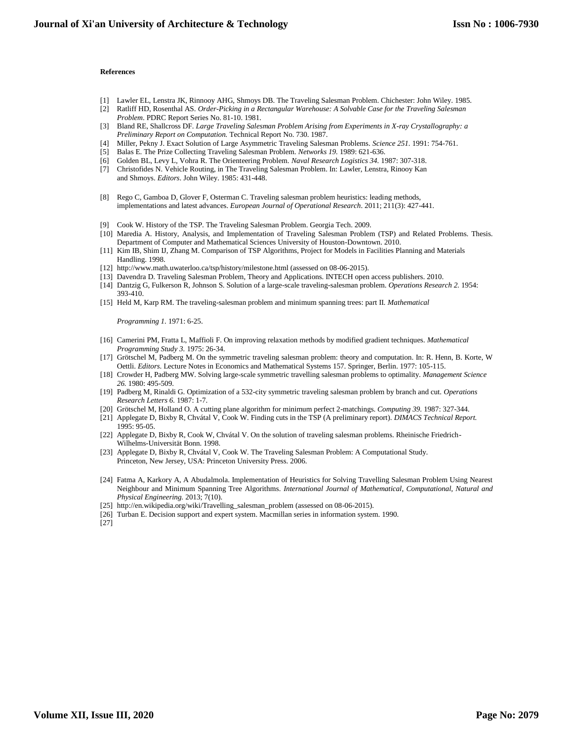**References**

[1] Lawler EL, Lenstra JK, Rinnooy AHG, Shmoys DB. The Traveling Salesman Problem. Chichester: John Wiley. 1985.
[2] Ratliff HD, Rosenthal AS. *Order-Picking in a Rectangular Warehouse: A Solvable Case for the Traveling Salesman Problem*. PDRC Report Series No. 81-10. 1981.
[3] Bland RE, Shallcross DF. *Large Traveling Salesman Problem Arising from Experiments in X-ray Crystallography: a Preliminary Report on Computation.* Technical Report No. 730. 1987.
[4] Miller, Pekny J. Exact Solution of Large Asymmetric Traveling Salesman Problems. *Science 251.* 1991: 754-761.
[5] Balas E. The Prize Collecting Traveling Salesman Problem. *Networks 19*. 1989: 621-636.
[6] Golden BL, Levy L, Vohra R. The Orienteering Problem. *Naval Research Logistics 34*. 1987: 307-318.
[7] Christofides N. Vehicle Routing, in The Traveling Salesman Problem. In: Lawler, Lenstra, Rinooy Kan and Shmoys. *Editors*. John Wiley. 1985: 431-448.

[8] Rego C, Gamboa D, Glover F, Osterman C. Traveling salesman problem heuristics: leading methods, implementations and latest advances. *European Journal of Operational Research*. 2011; 211(3): 427-441.

[9] Cook W. History of the TSP. The Traveling Salesman Problem. Georgia Tech. 2009.
[10] Maredia A. History, Analysis, and Implementation of Traveling Salesman Problem (TSP) and Related Problems. Thesis. Department of Computer and Mathematical Sciences University of Houston-Downtown. 2010.
[11] Kim IB, Shim IJ, Zhang M. Comparison of TSP Algorithms, Project for Models in Facilities Planning and Materials Handling. 1998.
[12] http://www.math.uwaterloo.ca/tsp/history/milestone.html (assessed on 08-06-2015).
[13] Davendra D. Traveling Salesman Problem, Theory and Applications. INTECH open access publishers. 2010.
[14] Dantzig G, Fulkerson R, Johnson S. Solution of a large-scale traveling-salesman problem. *Operations Research 2.* 1954: 393-410.
[15] Held M, Karp RM. The traveling-salesman problem and minimum spanning trees: part II. *Mathematical Programming 1*. 1971: 6-25.

[16] Camerini PM, Fratta L, Maffioli F. On improving relaxation methods by modified gradient techniques. *Mathematical Programming Study 3*. 1975: 26-34.
[17] Grötschel M, Padberg M. On the symmetric traveling salesman problem: theory and computation. In: R. Henn, B. Korte, W Oettli. *Editors.* Lecture Notes in Economics and Mathematical Systems 157. Springer, Berlin. 1977: 105-115.
[18] Crowder H, Padberg MW. Solving large-scale symmetric travelling salesman problems to optimality. *Management Science 26.* 1980: 495-509.
[19] Padberg M, Rinaldi G. Optimization of a 532-city symmetric traveling salesman problem by branch and cut. *Operations Research Letters 6.* 1987: 1-7.
[20] Grötschel M, Holland O. A cutting plane algorithm for minimum perfect 2-matchings. *Computing 39.* 1987: 327-344.
[21] Applegate D, Bixby R, Chvátal V, Cook W. Finding cuts in the TSP (A preliminary report). *DIMACS Technical Report.* 1995: 95-05.
[22] Applegate D, Bixby R, Cook W, Chvátal V. On the solution of traveling salesman problems. Rheinische Friedrich-Wilhelms-Universität Bonn. 1998.
[23] Applegate D, Bixby R, Chvátal V, Cook W. The Traveling Salesman Problem: A Computational Study. Princeton, New Jersey, USA: Princeton University Press. 2006.

[24] Fatma A, Karkory A, A Abudalmola. Implementation of Heuristics for Solving Travelling Salesman Problem Using Nearest Neighbour and Minimum Spanning Tree Algorithms. *International Journal of Mathematical, Computational, Natural and Physical Engineering.* 2013; 7(10).
[25] http://en.wikipedia.org/wiki/Travelling_salesman_problem (assessed on 08-06-2015).
[26] Turban E. Decision support and expert system. Macmillan series in information system. 1990.
[27]